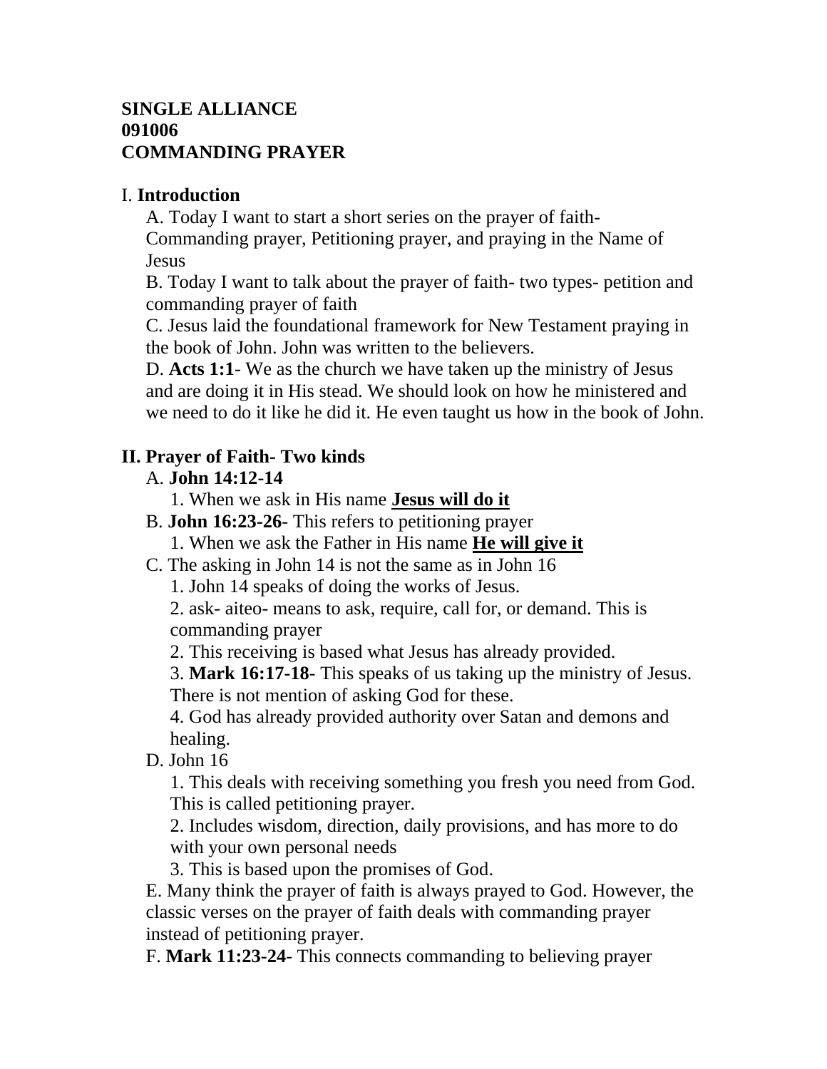**SINGLE ALLIANCE**
**091006**
**COMMANDING PRAYER**

I. **Introduction**

A. Today I want to start a short series on the prayer of faith- Commanding prayer, Petitioning prayer, and praying in the Name of Jesus

B. Today I want to talk about the prayer of faith- two types- petition and commanding prayer of faith

C. Jesus laid the foundational framework for New Testament praying in the book of John. John was written to the believers.

D. **Acts 1:1**- We as the church we have taken up the ministry of Jesus and are doing it in His stead. We should look on how he ministered and we need to do it like he did it. He even taught us how in the book of John.

**II. Prayer of Faith- Two kinds**

A. **John 14:12-14**

1. When we ask in His name **<u>Jesus will do it</u>**

B. **John 16:23-26**- This refers to petitioning prayer

1. When we ask the Father in His name **<u>He will give it</u>**

C. The asking in John 14 is not the same as in John 16

1. John 14 speaks of doing the works of Jesus.

2. ask- aiteo- means to ask, require, call for, or demand. This is commanding prayer

2. This receiving is based what Jesus has already provided.

3. **Mark 16:17-18**- This speaks of us taking up the ministry of Jesus. There is not mention of asking God for these.

4. God has already provided authority over Satan and demons and healing.

D. John 16

1. This deals with receiving something you fresh you need from God. This is called petitioning prayer.

2. Includes wisdom, direction, daily provisions, and has more to do with your own personal needs

3. This is based upon the promises of God.

E. Many think the prayer of faith is always prayed to God. However, the classic verses on the prayer of faith deals with commanding prayer instead of petitioning prayer.

F. **Mark 11:23-24-** This connects commanding to believing prayer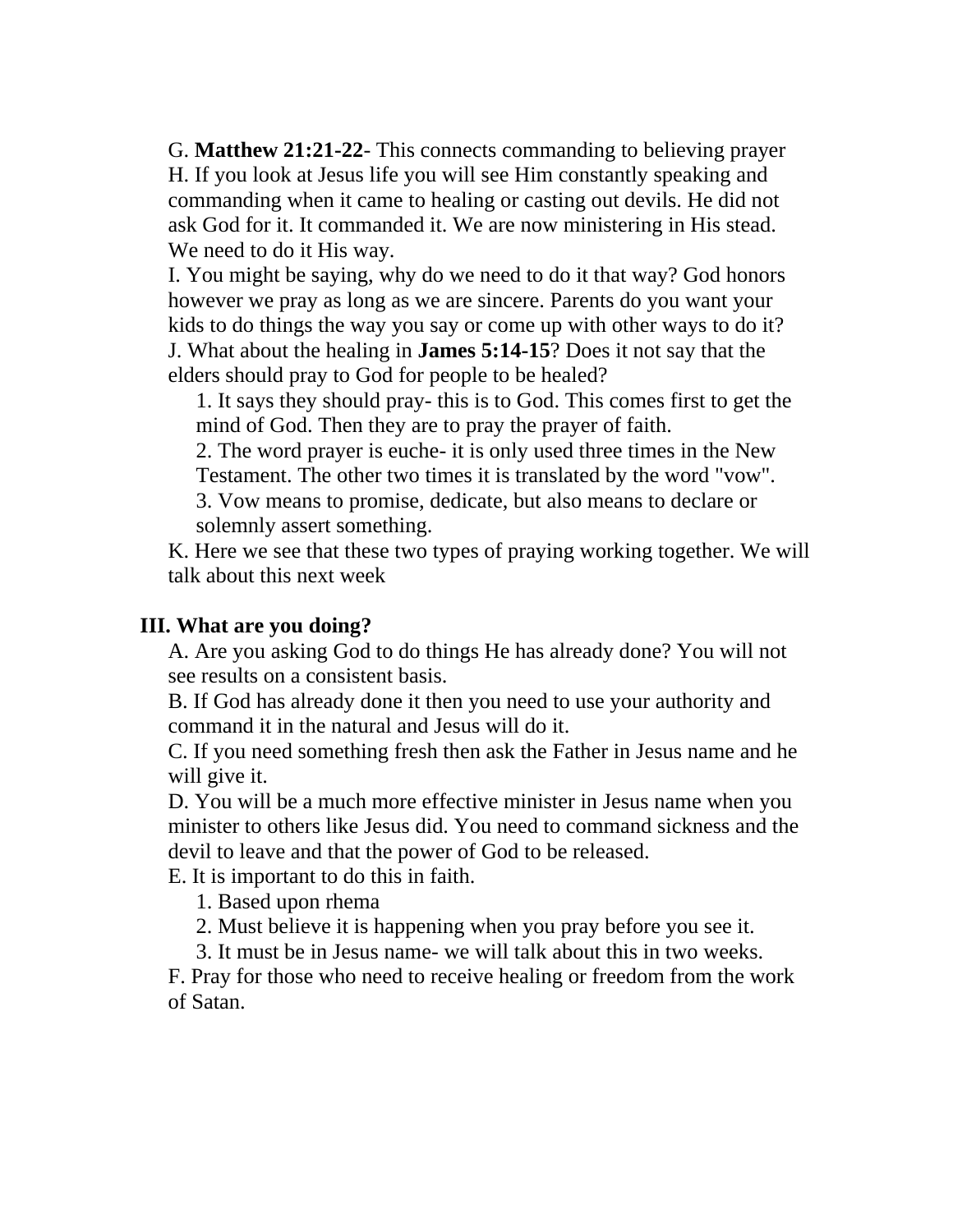G. **Matthew 21:21-22**- This connects commanding to believing prayer
H. If you look at Jesus life you will see Him constantly speaking and commanding when it came to healing or casting out devils. He did not ask God for it. It commanded it. We are now ministering in His stead. We need to do it His way.
I. You might be saying, why do we need to do it that way? God honors however we pray as long as we are sincere. Parents do you want your kids to do things the way you say or come up with other ways to do it?
J. What about the healing in **James 5:14-15**? Does it not say that the elders should pray to God for people to be healed?

1. It says they should pray- this is to God. This comes first to get the mind of God. Then they are to pray the prayer of faith.
2. The word prayer is euche- it is only used three times in the New Testament. The other two times it is translated by the word "vow".
3. Vow means to promise, dedicate, but also means to declare or solemnly assert something.

K. Here we see that these two types of praying working together. We will talk about this next week

**III. What are you doing?**

A. Are you asking God to do things He has already done? You will not see results on a consistent basis.
B. If God has already done it then you need to use your authority and command it in the natural and Jesus will do it.
C. If you need something fresh then ask the Father in Jesus name and he will give it.
D. You will be a much more effective minister in Jesus name when you minister to others like Jesus did. You need to command sickness and the devil to leave and that the power of God to be released.
E. It is important to do this in faith.

1. Based upon rhema
2. Must believe it is happening when you pray before you see it.
3. It must be in Jesus name- we will talk about this in two weeks.

F. Pray for those who need to receive healing or freedom from the work of Satan.